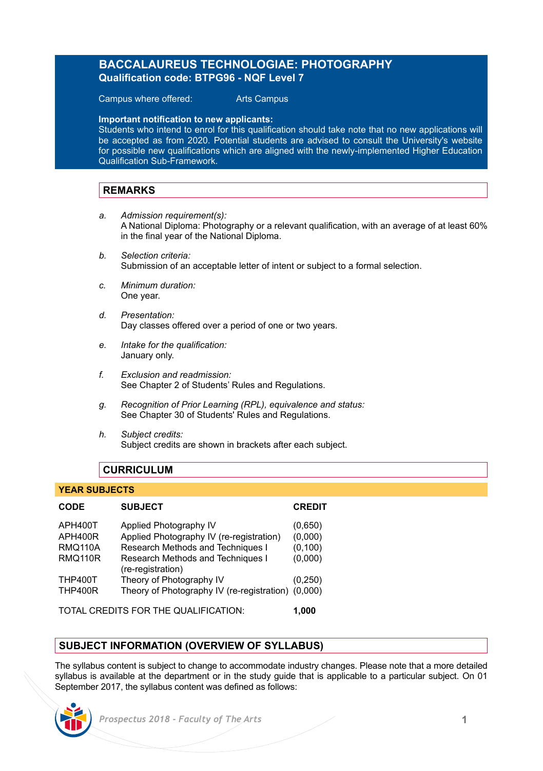# BACCALAUREUS TECHNOLOGIAE: PHOTOGRAPHY

**Qualification code: BTPG96 - NQF Level 7**

Campus where offered: Arts Campus

**Important notification to new applicants:**
Students who intend to enrol for this qualification should take note that no new applications will be accepted as from 2020. Potential students are advised to consult the University's website for possible new qualifications which are aligned with the newly-implemented Higher Education Qualification Sub-Framework.

## REMARKS

a. *Admission requirement(s):*
A National Diploma: Photography or a relevant qualification, with an average of at least 60% in the final year of the National Diploma.

b. *Selection criteria:*
Submission of an acceptable letter of intent or subject to a formal selection.

c. *Minimum duration:*
One year.

d. *Presentation:*
Day classes offered over a period of one or two years.

e. *Intake for the qualification:*
January only.

f. *Exclusion and readmission:*
See Chapter 2 of Students' Rules and Regulations.

g. *Recognition of Prior Learning (RPL), equivalence and status:*
See Chapter 30 of Students' Rules and Regulations.

h. *Subject credits:*
Subject credits are shown in brackets after each subject.

## CURRICULUM

### YEAR SUBJECTS

| CODE | SUBJECT | CREDIT |
|---|---|---|
| APH400T | Applied Photography IV | (0,650) |
| APH400R | Applied Photography IV (re-registration) | (0,000) |
| RMQ110A | Research Methods and Techniques I | (0,100) |
| RMQ110R | Research Methods and Techniques I (re-registration) | (0,000) |
| THP400T | Theory of Photography IV | (0,250) |
| THP400R | Theory of Photography IV (re-registration) | (0,000) |

TOTAL CREDITS FOR THE QUALIFICATION: **1,000**

## SUBJECT INFORMATION (OVERVIEW OF SYLLABUS)

The syllabus content is subject to change to accommodate industry changes. Please note that a more detailed syllabus is available at the department or in the study guide that is applicable to a particular subject. On 01 September 2017, the syllabus content was defined as follows: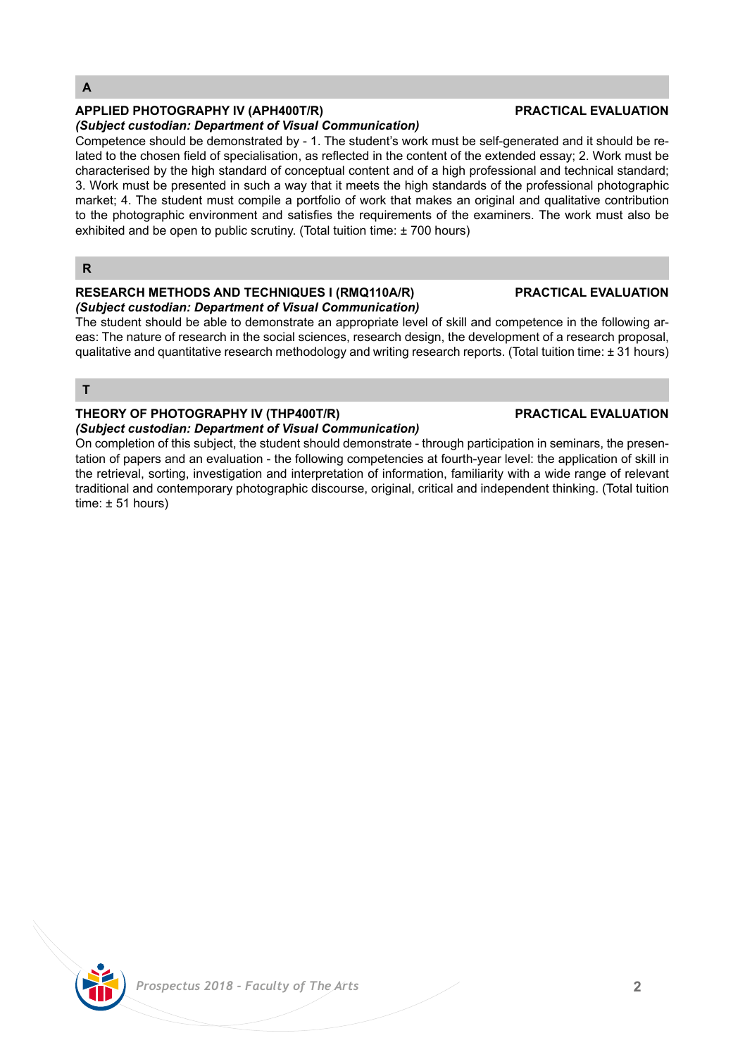## A

**APPLIED PHOTOGRAPHY IV (APH400T/R)** **PRACTICAL EVALUATION**
***(Subject custodian: Department of Visual Communication)***

Competence should be demonstrated by - 1. The student's work must be self-generated and it should be related to the chosen field of specialisation, as reflected in the content of the extended essay; 2. Work must be characterised by the high standard of conceptual content and of a high professional and technical standard; 3. Work must be presented in such a way that it meets the high standards of the professional photographic market; 4. The student must compile a portfolio of work that makes an original and qualitative contribution to the photographic environment and satisfies the requirements of the examiners. The work must also be exhibited and be open to public scrutiny. (Total tuition time: ± 700 hours)

## R

**RESEARCH METHODS AND TECHNIQUES I (RMQ110A/R)** **PRACTICAL EVALUATION**
***(Subject custodian: Department of Visual Communication)***

The student should be able to demonstrate an appropriate level of skill and competence in the following areas: The nature of research in the social sciences, research design, the development of a research proposal, qualitative and quantitative research methodology and writing research reports. (Total tuition time: ± 31 hours)

## T

**THEORY OF PHOTOGRAPHY IV (THP400T/R)** **PRACTICAL EVALUATION**
***(Subject custodian: Department of Visual Communication)***

On completion of this subject, the student should demonstrate - through participation in seminars, the presentation of papers and an evaluation - the following competencies at fourth-year level: the application of skill in the retrieval, sorting, investigation and interpretation of information, familiarity with a wide range of relevant traditional and contemporary photographic discourse, original, critical and independent thinking. (Total tuition time: ± 51 hours)